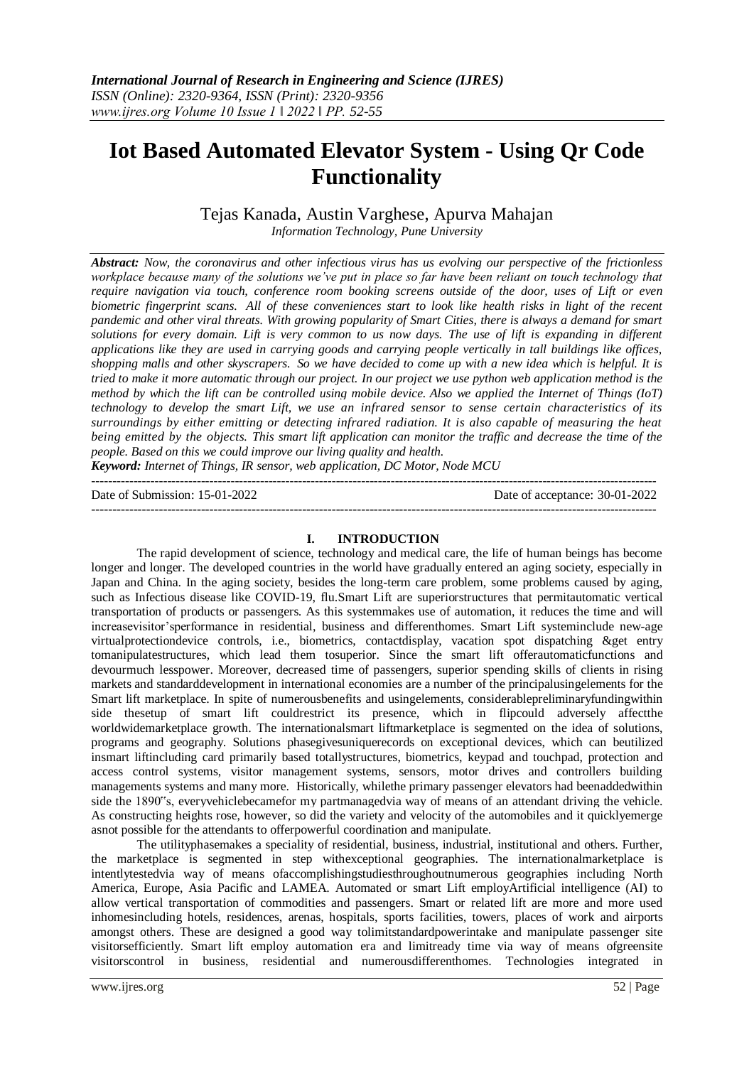*International Journal of Research in Engineering and Science (IJRES)*
*ISSN (Online): 2320-9364, ISSN (Print): 2320-9356*
*www.ijres.org Volume 10 Issue 1 ǁ 2022 ǁ PP. 52-55*

# Iot Based Automated Elevator System - Using Qr Code Functionality

Tejas Kanada, Austin Varghese, Apurva Mahajan

*Information Technology, Pune University*

***Abstract:*** *Now, the coronavirus and other infectious virus has us evolving our perspective of the frictionless workplace because many of the solutions we've put in place so far have been reliant on touch technology that require navigation via touch, conference room booking screens outside of the door, uses of Lift or even biometric fingerprint scans. All of these conveniences start to look like health risks in light of the recent pandemic and other viral threats. With growing popularity of Smart Cities, there is always a demand for smart solutions for every domain. Lift is very common to us now days. The use of lift is expanding in different applications like they are used in carrying goods and carrying people vertically in tall buildings like offices, shopping malls and other skyscrapers. So we have decided to come up with a new idea which is helpful. It is tried to make it more automatic through our project. In our project we use python web application method is the method by which the lift can be controlled using mobile device. Also we applied the Internet of Things (IoT) technology to develop the smart Lift, we use an infrared sensor to sense certain characteristics of its surroundings by either emitting or detecting infrared radiation. It is also capable of measuring the heat being emitted by the objects. This smart lift application can monitor the traffic and decrease the time of the people. Based on this we could improve our living quality and health.*

***Keyword:*** *Internet of Things, IR sensor, web application, DC Motor, Node MCU*

---

Date of Submission: 15-01-2022 Date of acceptance: 30-01-2022

---

## I. INTRODUCTION

The rapid development of science, technology and medical care, the life of human beings has become longer and longer. The developed countries in the world have gradually entered an aging society, especially in Japan and China. In the aging society, besides the long-term care problem, some problems caused by aging, such as Infectious disease like COVID-19, flu.Smart Lift are superiorstructures that permitautomatic vertical transportation of products or passengers. As this systemmakes use of automation, it reduces the time and will increasevisitor'sperformance in residential, business and differenthomes. Smart Lift systeminclude new-age virtualprotectiondevice controls, i.e., biometrics, contactdisplay, vacation spot dispatching &get entry tomanipulatestructures, which lead them tosuperior. Since the smart lift offerautomaticfunctions and devourmuch lesspower. Moreover, decreased time of passengers, superior spending skills of clients in rising markets and standarddevelopment in international economies are a number of the principalusingelements for the Smart lift marketplace. In spite of numerousbenefits and usingelements, considerablepreliminaryfundingwithin side thesetup of smart lift couldrestrict its presence, which in flipcould adversely affectthe worldwidemarketplace growth. The internationalsmart liftmarketplace is segmented on the idea of solutions, programs and geography. Solutions phasegivesuniquerecords on exceptional devices, which can beutilized insmart liftincluding card primarily based totallystructures, biometrics, keypad and touchpad, protection and access control systems, visitor management systems, sensors, motor drives and controllers building managements systems and many more. Historically, whilethe primary passenger elevators had beenaddedwithin side the 1890"s, everyvehiclebecamefor my partmanagedvia way of means of an attendant driving the vehicle. As constructing heights rose, however, so did the variety and velocity of the automobiles and it quicklyemerge asnot possible for the attendants to offerpowerful coordination and manipulate.

The utilityphasemakes a speciality of residential, business, industrial, institutional and others. Further, the marketplace is segmented in step withexceptional geographies. The internationalmarketplace is intentlytestedvia way of means ofaccomplishingstudiesthroughoutnumerous geographies including North America, Europe, Asia Pacific and LAMEA. Automated or smart Lift employArtificial intelligence (AI) to allow vertical transportation of commodities and passengers. Smart or related lift are more and more used inhomesincluding hotels, residences, arenas, hospitals, sports facilities, towers, places of work and airports amongst others. These are designed a good way tolimitstandardpowerintake and manipulate passenger site visitorsefficiently. Smart lift employ automation era and limitready time via way of means ofgreensite visitorscontrol in business, residential and numerousdifferenthomes. Technologies integrated in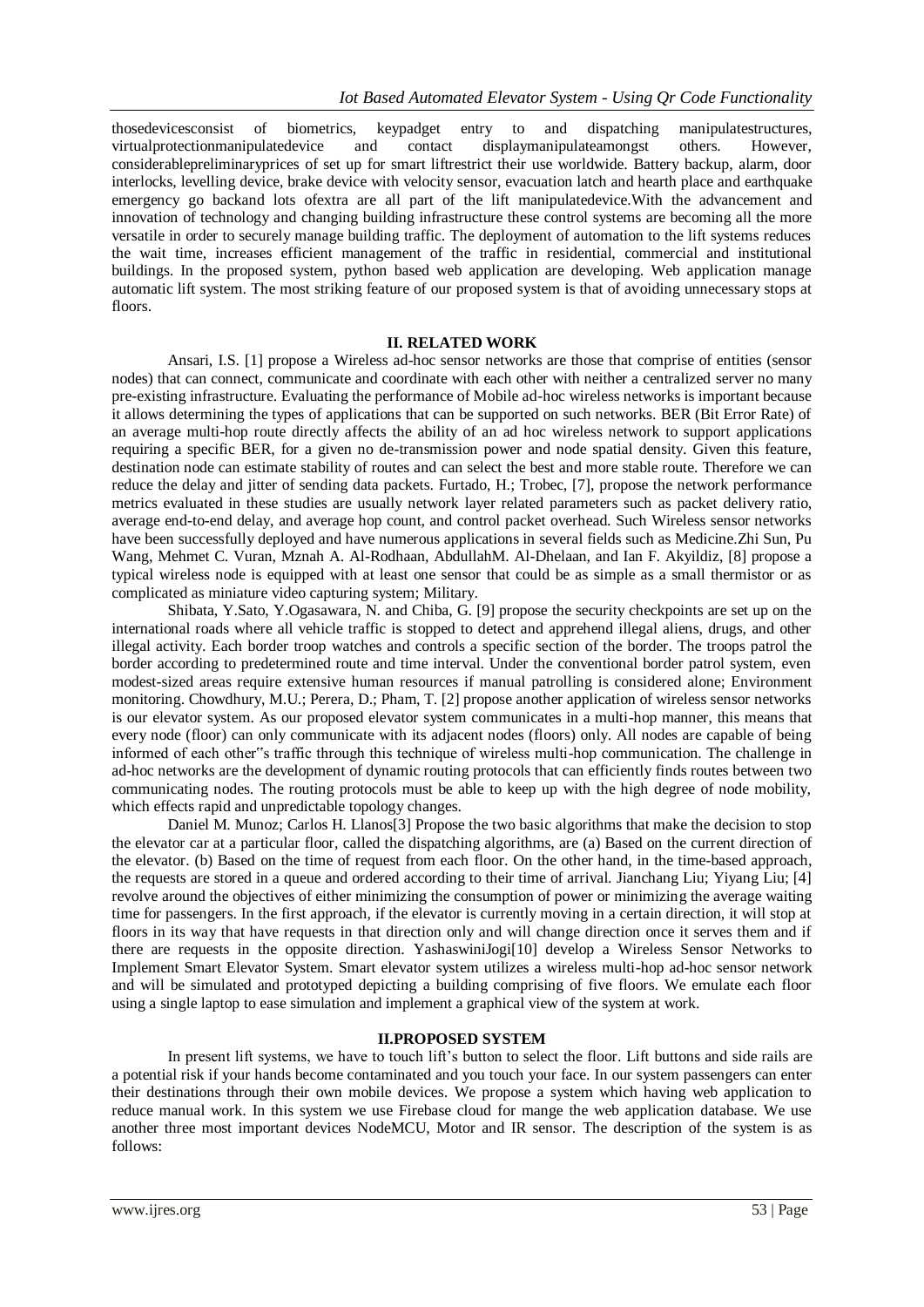thosedevicesconsist of biometrics, keypadget entry to and dispatching manipulatestructures, virtualprotectionmanipulatedevice and contact displaymanipulateamongst others. However, considerablepreliminaryprices of set up for smart liftrestrict their use worldwide. Battery backup, alarm, door interlocks, levelling device, brake device with velocity sensor, evacuation latch and hearth place and earthquake emergency go backand lots ofextra are all part of the lift manipulatedevice.With the advancement and innovation of technology and changing building infrastructure these control systems are becoming all the more versatile in order to securely manage building traffic. The deployment of automation to the lift systems reduces the wait time, increases efficient management of the traffic in residential, commercial and institutional buildings. In the proposed system, python based web application are developing. Web application manage automatic lift system. The most striking feature of our proposed system is that of avoiding unnecessary stops at floors.

## II. RELATED WORK

Ansari, I.S. [1] propose a Wireless ad-hoc sensor networks are those that comprise of entities (sensor nodes) that can connect, communicate and coordinate with each other with neither a centralized server no many pre-existing infrastructure. Evaluating the performance of Mobile ad-hoc wireless networks is important because it allows determining the types of applications that can be supported on such networks. BER (Bit Error Rate) of an average multi-hop route directly affects the ability of an ad hoc wireless network to support applications requiring a specific BER, for a given no de-transmission power and node spatial density. Given this feature, destination node can estimate stability of routes and can select the best and more stable route. Therefore we can reduce the delay and jitter of sending data packets. Furtado, H.; Trobec, [7], propose the network performance metrics evaluated in these studies are usually network layer related parameters such as packet delivery ratio, average end-to-end delay, and average hop count, and control packet overhead. Such Wireless sensor networks have been successfully deployed and have numerous applications in several fields such as Medicine.Zhi Sun, Pu Wang, Mehmet C. Vuran, Mznah A. Al-Rodhaan, AbdullahM. Al-Dhelaan, and Ian F. Akyildiz, [8] propose a typical wireless node is equipped with at least one sensor that could be as simple as a small thermistor or as complicated as miniature video capturing system; Military.

Shibata, Y.Sato, Y.Ogasawara, N. and Chiba, G. [9] propose the security checkpoints are set up on the international roads where all vehicle traffic is stopped to detect and apprehend illegal aliens, drugs, and other illegal activity. Each border troop watches and controls a specific section of the border. The troops patrol the border according to predetermined route and time interval. Under the conventional border patrol system, even modest-sized areas require extensive human resources if manual patrolling is considered alone; Environment monitoring. Chowdhury, M.U.; Perera, D.; Pham, T. [2] propose another application of wireless sensor networks is our elevator system. As our proposed elevator system communicates in a multi-hop manner, this means that every node (floor) can only communicate with its adjacent nodes (floors) only. All nodes are capable of being informed of each other‟s traffic through this technique of wireless multi-hop communication. The challenge in ad-hoc networks are the development of dynamic routing protocols that can efficiently finds routes between two communicating nodes. The routing protocols must be able to keep up with the high degree of node mobility, which effects rapid and unpredictable topology changes.

Daniel M. Munoz; Carlos H. Llanos[3] Propose the two basic algorithms that make the decision to stop the elevator car at a particular floor, called the dispatching algorithms, are (a) Based on the current direction of the elevator. (b) Based on the time of request from each floor. On the other hand, in the time-based approach, the requests are stored in a queue and ordered according to their time of arrival. Jianchang Liu; Yiyang Liu; [4] revolve around the objectives of either minimizing the consumption of power or minimizing the average waiting time for passengers. In the first approach, if the elevator is currently moving in a certain direction, it will stop at floors in its way that have requests in that direction only and will change direction once it serves them and if there are requests in the opposite direction. YashaswiniJogi[10] develop a Wireless Sensor Networks to Implement Smart Elevator System. Smart elevator system utilizes a wireless multi-hop ad-hoc sensor network and will be simulated and prototyped depicting a building comprising of five floors. We emulate each floor using a single laptop to ease simulation and implement a graphical view of the system at work.

## II.PROPOSED SYSTEM

In present lift systems, we have to touch lift's button to select the floor. Lift buttons and side rails are a potential risk if your hands become contaminated and you touch your face. In our system passengers can enter their destinations through their own mobile devices. We propose a system which having web application to reduce manual work. In this system we use Firebase cloud for mange the web application database. We use another three most important devices NodeMCU, Motor and IR sensor. The description of the system is as follows: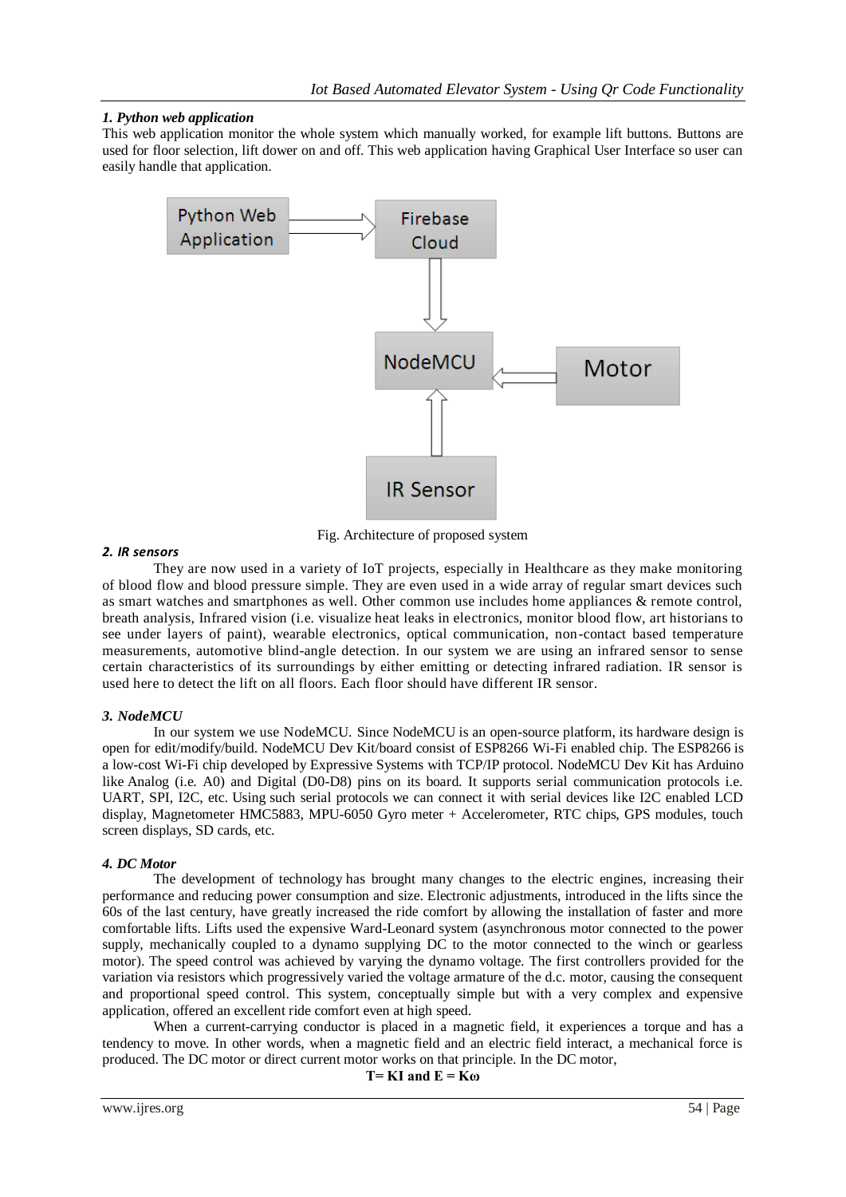#### *1. Python web application*

This web application monitor the whole system which manually worked, for example lift buttons. Buttons are used for floor selection, lift dower on and off. This web application having Graphical User Interface so user can easily handle that application.

Fig. Architecture of proposed system

#### *2. IR sensors*

They are now used in a variety of IoT projects, especially in Healthcare as they make monitoring of blood flow and blood pressure simple. They are even used in a wide array of regular smart devices such as smart watches and smartphones as well. Other common use includes home appliances & remote control, breath analysis, Infrared vision (i.e. visualize heat leaks in electronics, monitor blood flow, art historians to see under layers of paint), wearable electronics, optical communication, non-contact based temperature measurements, automotive blind-angle detection. In our system we are using an infrared sensor to sense certain characteristics of its surroundings by either emitting or detecting infrared radiation. IR sensor is used here to detect the lift on all floors. Each floor should have different IR sensor.

#### *3. NodeMCU*

In our system we use NodeMCU. Since NodeMCU is an open-source platform, its hardware design is open for edit/modify/build. NodeMCU Dev Kit/board consist of ESP8266 Wi-Fi enabled chip. The ESP8266 is a low-cost Wi-Fi chip developed by Expressive Systems with TCP/IP protocol. NodeMCU Dev Kit has Arduino like Analog (i.e. A0) and Digital (D0-D8) pins on its board. It supports serial communication protocols i.e. UART, SPI, I2C, etc. Using such serial protocols we can connect it with serial devices like I2C enabled LCD display, Magnetometer HMC5883, MPU-6050 Gyro meter + Accelerometer, RTC chips, GPS modules, touch screen displays, SD cards, etc.

#### *4. DC Motor*

The development of technology has brought many changes to the electric engines, increasing their performance and reducing power consumption and size. Electronic adjustments, introduced in the lifts since the 60s of the last century, have greatly increased the ride comfort by allowing the installation of faster and more comfortable lifts. Lifts used the expensive Ward-Leonard system (asynchronous motor connected to the power supply, mechanically coupled to a dynamo supplying DC to the motor connected to the winch or gearless motor). The speed control was achieved by varying the dynamo voltage. The first controllers provided for the variation via resistors which progressively varied the voltage armature of the d.c. motor, causing the consequent and proportional speed control. This system, conceptually simple but with a very complex and expensive application, offered an excellent ride comfort even at high speed.

When a current-carrying conductor is placed in a magnetic field, it experiences a torque and has a tendency to move. In other words, when a magnetic field and an electric field interact, a mechanical force is produced. The DC motor or direct current motor works on that principle. In the DC motor,

$$T = KI \text{ and } E = K\omega$$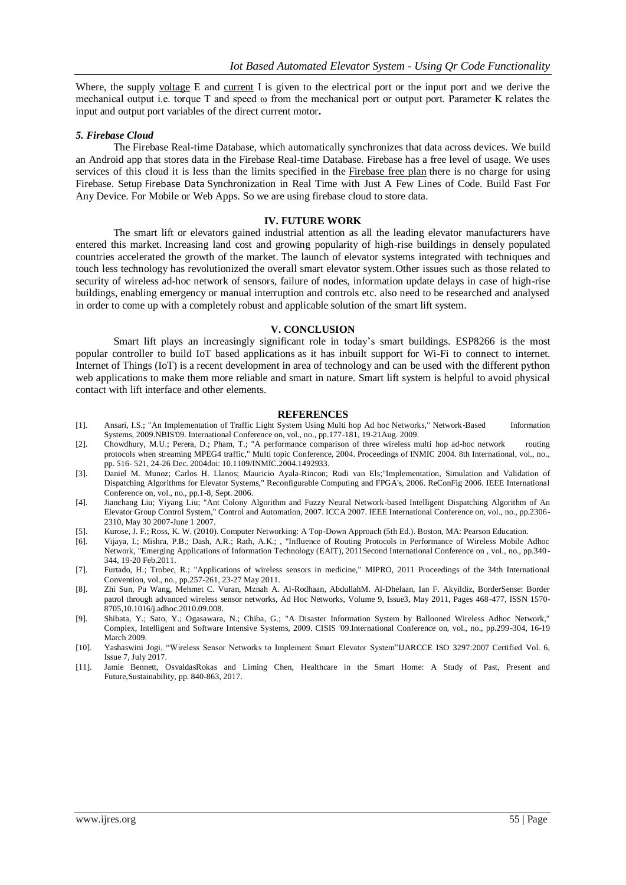Where, the supply voltage E and current I is given to the electrical port or the input port and we derive the mechanical output i.e. torque T and speed ω from the mechanical port or output port. Parameter K relates the input and output port variables of the direct current motor**.**

### *5. Firebase Cloud*

The Firebase Real-time Database, which automatically synchronizes that data across devices. We build an Android app that stores data in the Firebase Real-time Database. Firebase has a free level of usage. We uses services of this cloud it is less than the limits specified in the Firebase free plan there is no charge for using Firebase. Setup Firebase Data Synchronization in Real Time with Just A Few Lines of Code. Build Fast For Any Device. For Mobile or Web Apps. So we are using firebase cloud to store data.

## IV. FUTURE WORK

The smart lift or elevators gained industrial attention as all the leading elevator manufacturers have entered this market. Increasing land cost and growing popularity of high-rise buildings in densely populated countries accelerated the growth of the market. The launch of elevator systems integrated with techniques and touch less technology has revolutionized the overall smart elevator system.Other issues such as those related to security of wireless ad-hoc network of sensors, failure of nodes, information update delays in case of high-rise buildings, enabling emergency or manual interruption and controls etc. also need to be researched and analysed in order to come up with a completely robust and applicable solution of the smart lift system.

## V. CONCLUSION

Smart lift plays an increasingly significant role in today's smart buildings. ESP8266 is the most popular controller to build IoT based applications as it has inbuilt support for Wi-Fi to connect to internet. Internet of Things (IoT) is a recent development in area of technology and can be used with the different python web applications to make them more reliable and smart in nature. Smart lift system is helpful to avoid physical contact with lift interface and other elements.

## REFERENCES

[1]. Ansari, I.S.; "An Implementation of Traffic Light System Using Multi hop Ad hoc Networks," Network-Based Information Systems, 2009.NBIS'09. International Conference on, vol., no., pp.177-181, 19-21Aug. 2009.

[2]. Chowdhury, M.U.; Perera, D.; Pham, T.; "A performance comparison of three wireless multi hop ad-hoc network routing protocols when streaming MPEG4 traffic," Multi topic Conference, 2004. Proceedings of INMIC 2004. 8th International, vol., no., pp. 516- 521, 24-26 Dec. 2004doi: 10.1109/INMIC.2004.1492933.

[3]. Daniel M. Munoz; Carlos H. Llanos; Mauricio Ayala-Rincon; Rudi van Els;"Implementation, Simulation and Validation of Dispatching Algorithms for Elevator Systems," Reconfigurable Computing and FPGA's, 2006. ReConFig 2006. IEEE International Conference on, vol., no., pp.1-8, Sept. 2006.

[4]. Jianchang Liu; Yiyang Liu; "Ant Colony Algorithm and Fuzzy Neural Network-based Intelligent Dispatching Algorithm of An Elevator Group Control System," Control and Automation, 2007. ICCA 2007. IEEE International Conference on, vol., no., pp.2306-2310, May 30 2007-June 1 2007.

[5]. Kurose, J. F.; Ross, K. W. (2010). Computer Networking: A Top-Down Approach (5th Ed.). Boston, MA: Pearson Education.

[6]. Vijaya, I.; Mishra, P.B.; Dash, A.R.; Rath, A.K.; , "Influence of Routing Protocols in Performance of Wireless Mobile Adhoc Network, "Emerging Applications of Information Technology (EAIT), 2011Second International Conference on , vol., no., pp.340-344, 19-20 Feb.2011.

[7]. Furtado, H.; Trobec, R.; "Applications of wireless sensors in medicine," MIPRO, 2011 Proceedings of the 34th International Convention, vol., no., pp.257-261, 23-27 May 2011.

[8]. Zhi Sun, Pu Wang, Mehmet C. Vuran, Mznah A. Al-Rodhaan, AbdullahM. Al-Dhelaan, Ian F. Akyildiz, BorderSense: Border patrol through advanced wireless sensor networks, Ad Hoc Networks, Volume 9, Issue3, May 2011, Pages 468-477, ISSN 1570-8705,10.1016/j.adhoc.2010.09.008.

[9]. Shibata, Y.; Sato, Y.; Ogasawara, N.; Chiba, G.; "A Disaster Information System by Ballooned Wireless Adhoc Network," Complex, Intelligent and Software Intensive Systems, 2009. CISIS '09.International Conference on, vol., no., pp.299-304, 16-19 March 2009.

[10]. Yashaswini Jogi, "Wireless Sensor Networks to Implement Smart Elevator System"IJARCCE ISO 3297:2007 Certified Vol. 6, Issue 7, July 2017.

[11]. Jamie Bennett, OsvaldasRokas and Liming Chen, Healthcare in the Smart Home: A Study of Past, Present and Future,Sustainability, pp. 840-863, 2017.